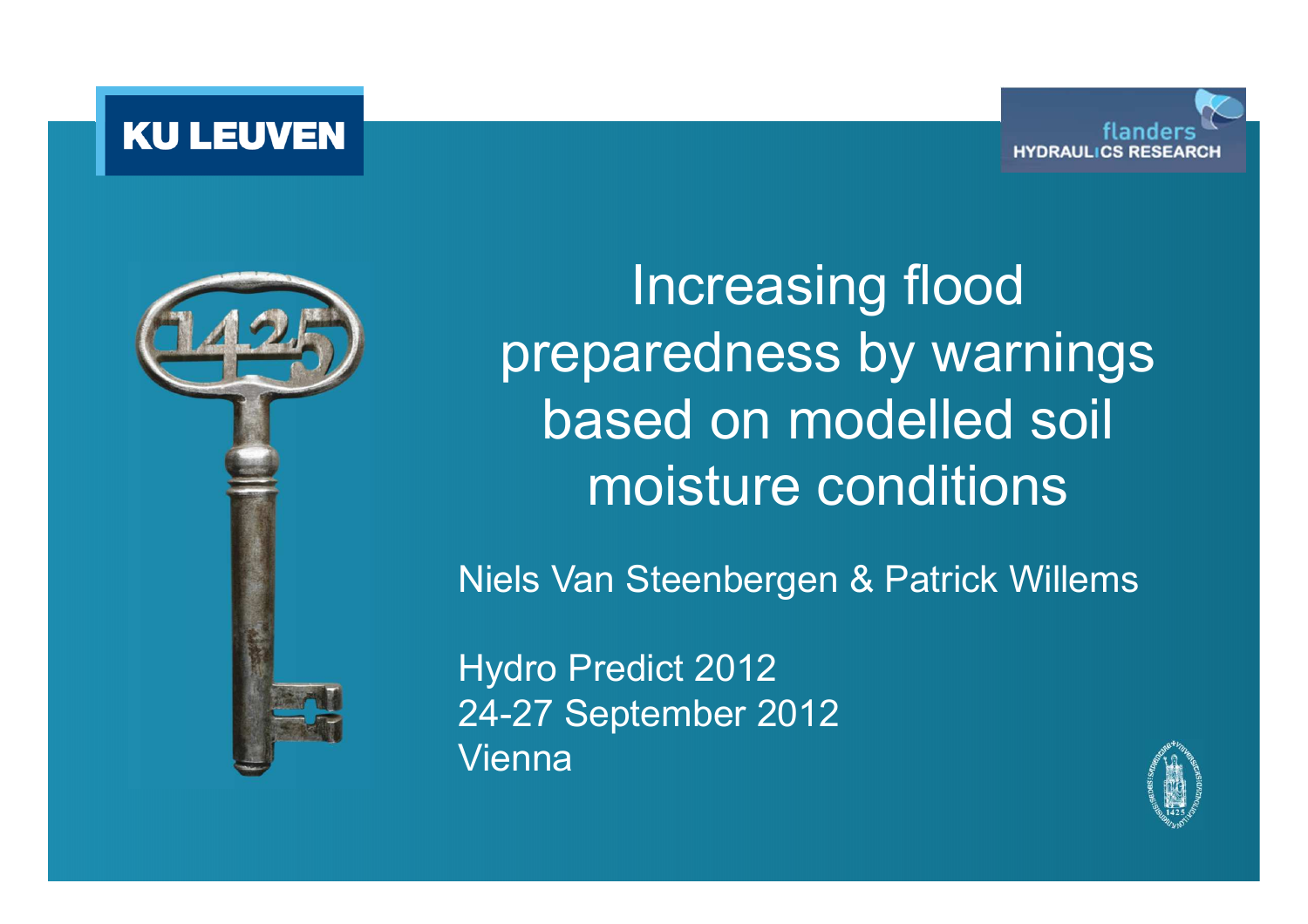KU LEUVEN

flanders HYDRAULICS RESEARCH

# Increasing flood preparedness by warnings based on modelled soil moisture conditions

Niels Van Steenbergen & Patrick Willems

Hydro Predict 2012
24-27 September 2012
Vienna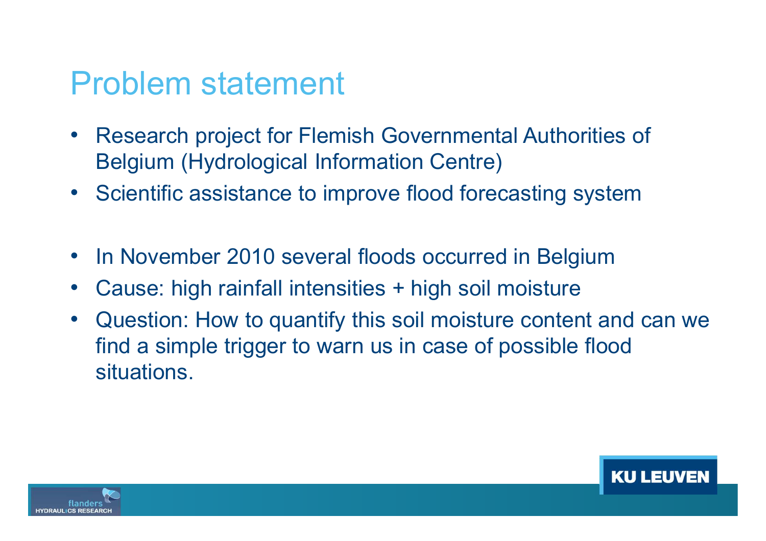# Problem statement

- Research project for Flemish Governmental Authorities of Belgium (Hydrological Information Centre)
- Scientific assistance to improve flood forecasting system

- In November 2010 several floods occurred in Belgium
- Cause: high rainfall intensities + high soil moisture
- Question: How to quantify this soil moisture content and can we find a simple trigger to warn us in case of possible flood situations.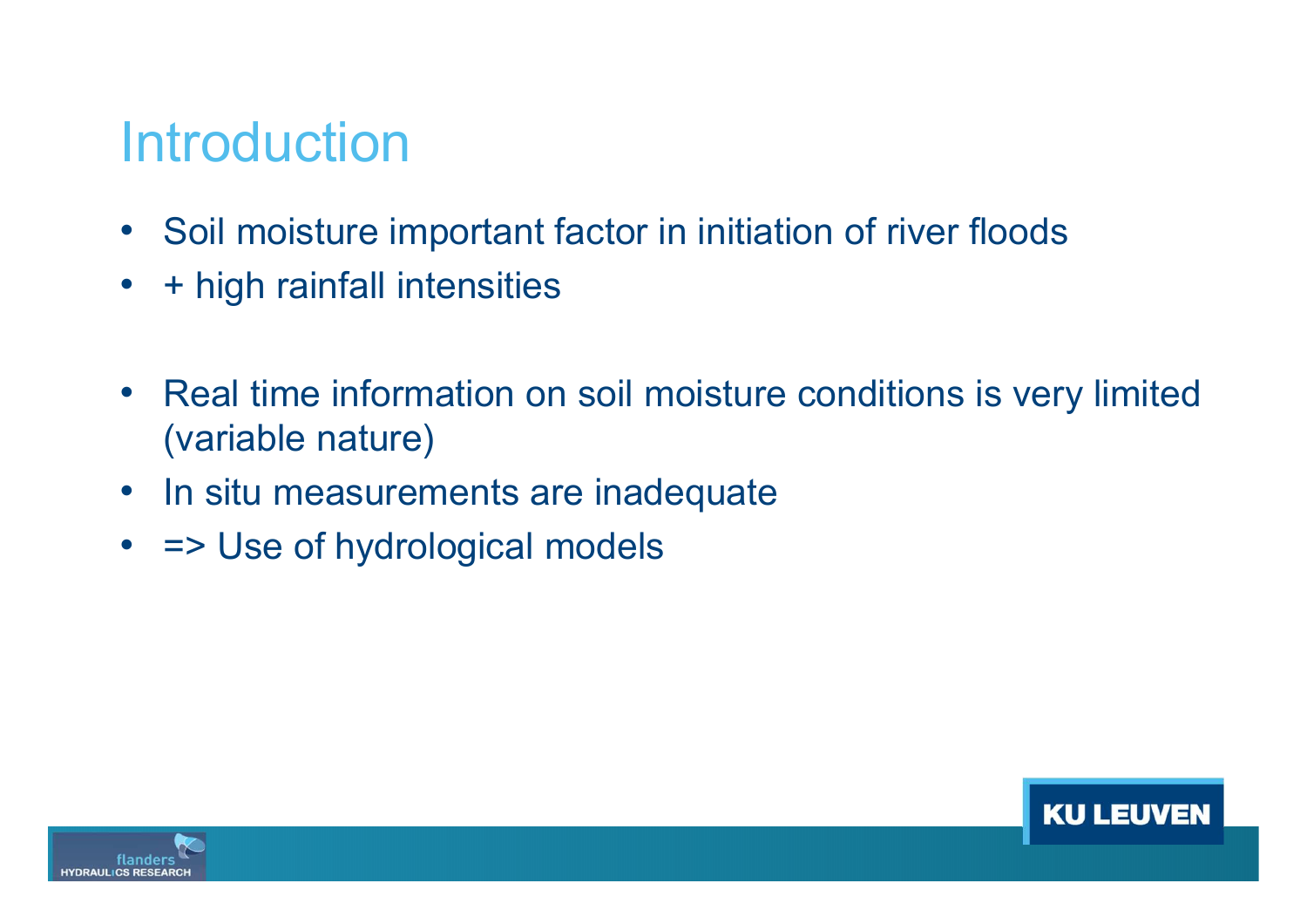# Introduction

- Soil moisture important factor in initiation of river floods
- + high rainfall intensities

- Real time information on soil moisture conditions is very limited (variable nature)
- In situ measurements are inadequate
- => Use of hydrological models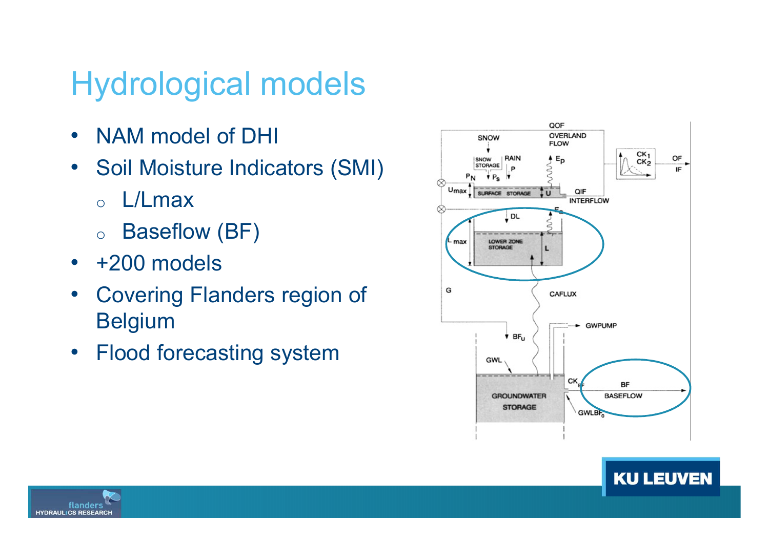# Hydrological models

- NAM model of DHI
- Soil Moisture Indicators (SMI)
  - L/Lmax
  - Baseflow (BF)
- +200 models
- Covering Flanders region of Belgium
- Flood forecasting system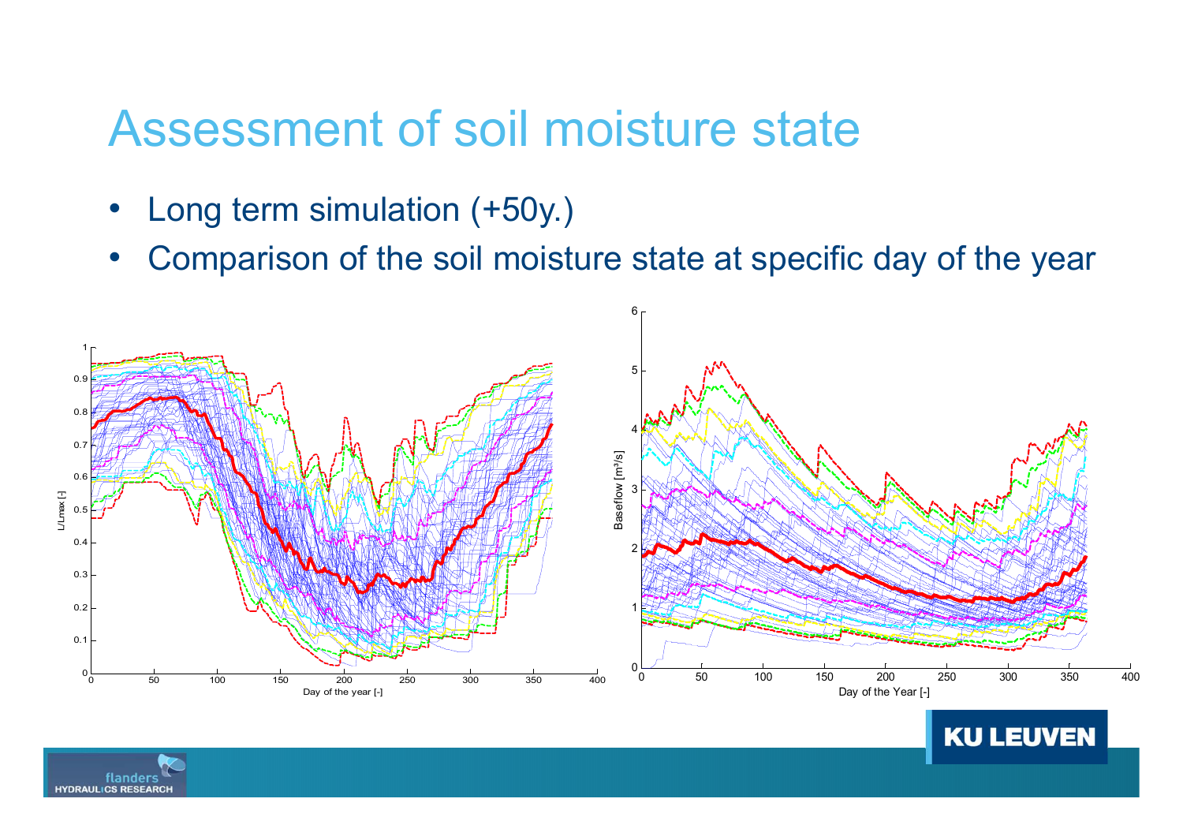# Assessment of soil moisture state

- Long term simulation (+50y.)
- Comparison of the soil moisture state at specific day of the year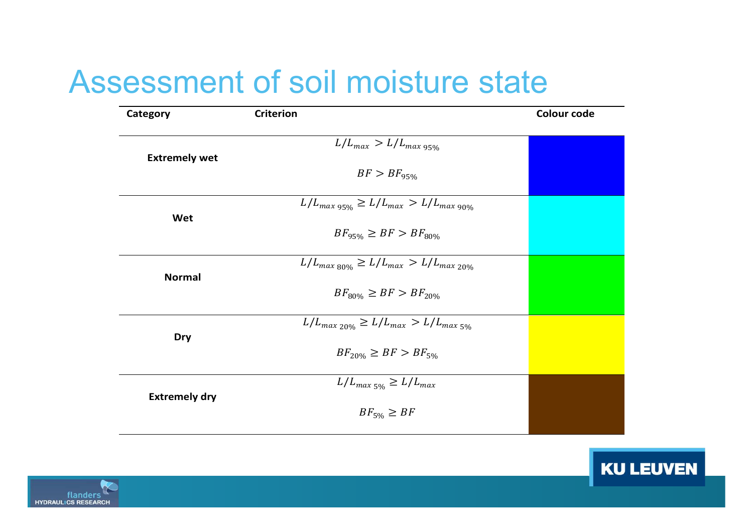# Assessment of soil moisture state

| Category | Criterion | Colour code |
|---|---|---|
| **Extremely wet** | $L/L_{max} > L/L_{max\ 95\%}$ <br> $BF > BF_{95\%}$ | Blue |
| **Wet** | $L/L_{max\ 95\%} \geq L/L_{max} > L/L_{max\ 90\%}$ <br> $BF_{95\%} \geq BF > BF_{80\%}$ | Cyan |
| **Normal** | $L/L_{max\ 80\%} \geq L/L_{max} > L/L_{max\ 20\%}$ <br> $BF_{80\%} \geq BF > BF_{20\%}$ | Green |
| **Dry** | $L/L_{max\ 20\%} \geq L/L_{max} > L/L_{max\ 5\%}$ <br> $BF_{20\%} \geq BF > BF_{5\%}$ | Yellow |
| **Extremely dry** | $L/L_{max\ 5\%} \geq L/L_{max}$ <br> $BF_{5\%} \geq BF$ | Brown |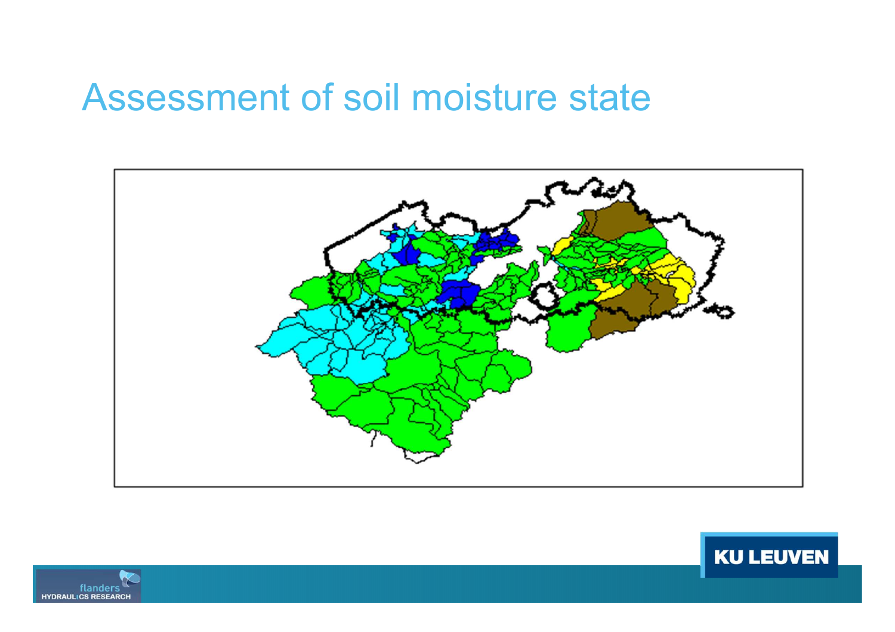# Assessment of soil moisture state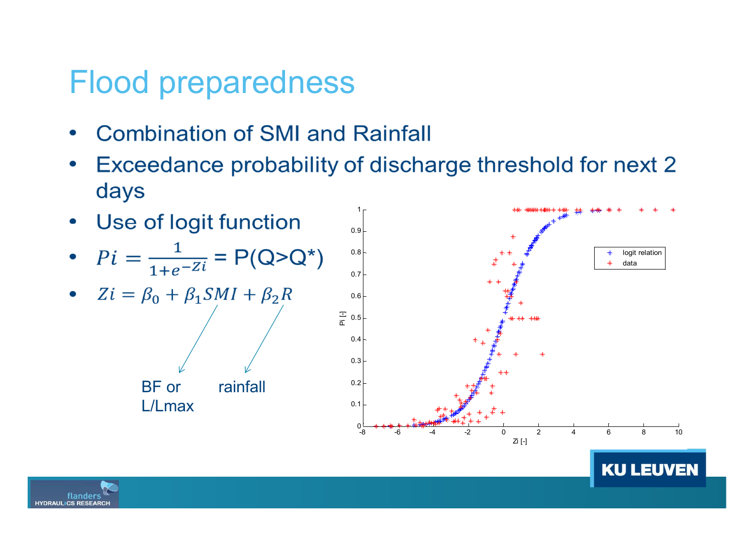# Flood preparedness

- Combination of SMI and Rainfall
- Exceedance probability of discharge threshold for next 2 days
- Use of logit function
- $Pi = \frac{1}{1+e^{-Zi}}$ = P(Q>Q*)
- $Zi = \beta_0 + \beta_1 SMI + \beta_2 R$

SMI: BF or L/Lmax

R: rainfall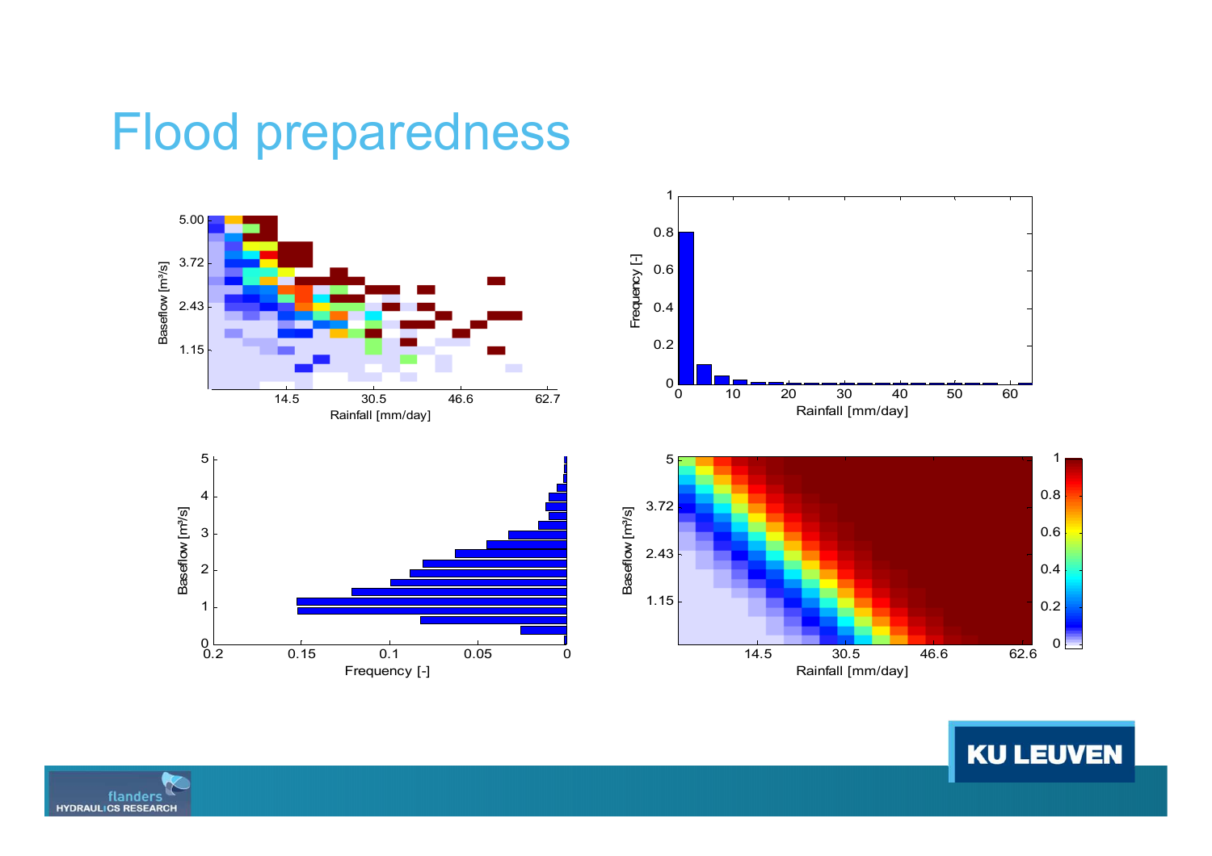# Flood preparedness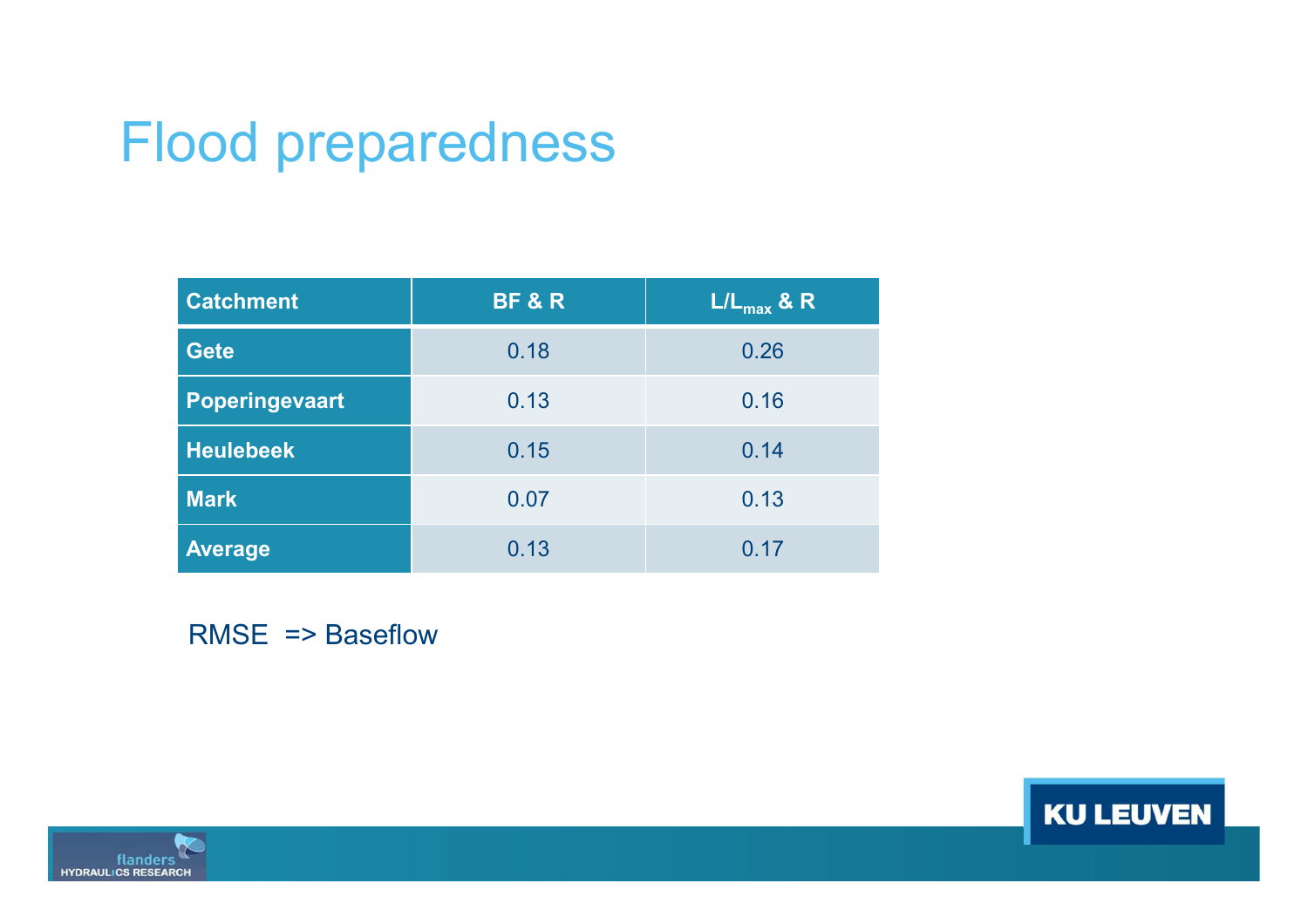# Flood preparedness

| Catchment | BF & R | $L/L_{max}$ & R |
|---|---|---|
| Gete | 0.18 | 0.26 |
| Poperingevaart | 0.13 | 0.16 |
| Heulebeek | 0.15 | 0.14 |
| Mark | 0.07 | 0.13 |
| Average | 0.13 | 0.17 |

RMSE => Baseflow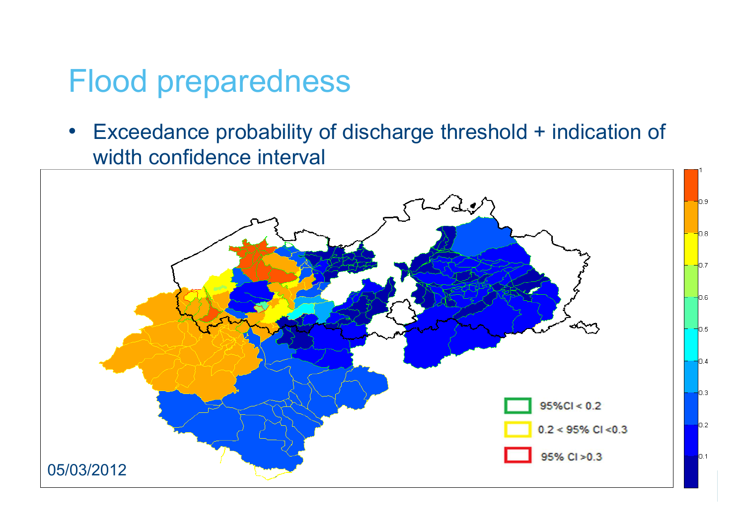# Flood preparedness

- Exceedance probability of discharge threshold + indication of width confidence interval

95%CI < 0.2

0.2 < 95% CI <0.3

95% CI >0.3

05/03/2012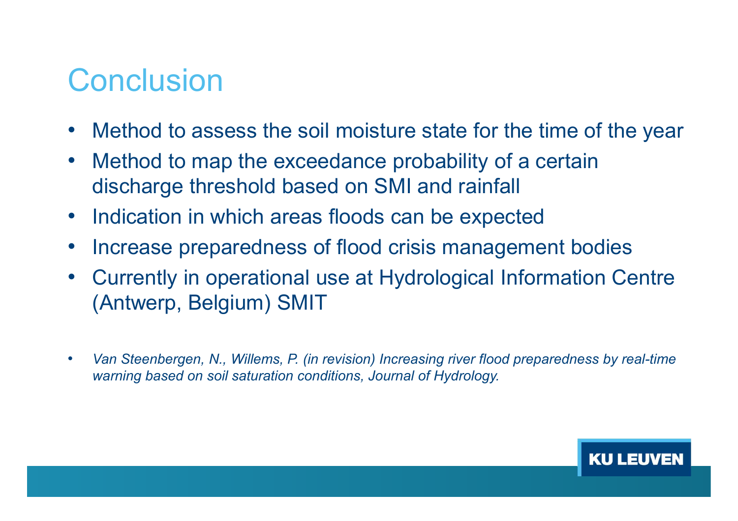# Conclusion

- Method to assess the soil moisture state for the time of the year
- Method to map the exceedance probability of a certain discharge threshold based on SMI and rainfall
- Indication in which areas floods can be expected
- Increase preparedness of flood crisis management bodies
- Currently in operational use at Hydrological Information Centre (Antwerp, Belgium) SMIT

- *Van Steenbergen, N., Willems, P. (in revision) Increasing river flood preparedness by real-time warning based on soil saturation conditions, Journal of Hydrology.*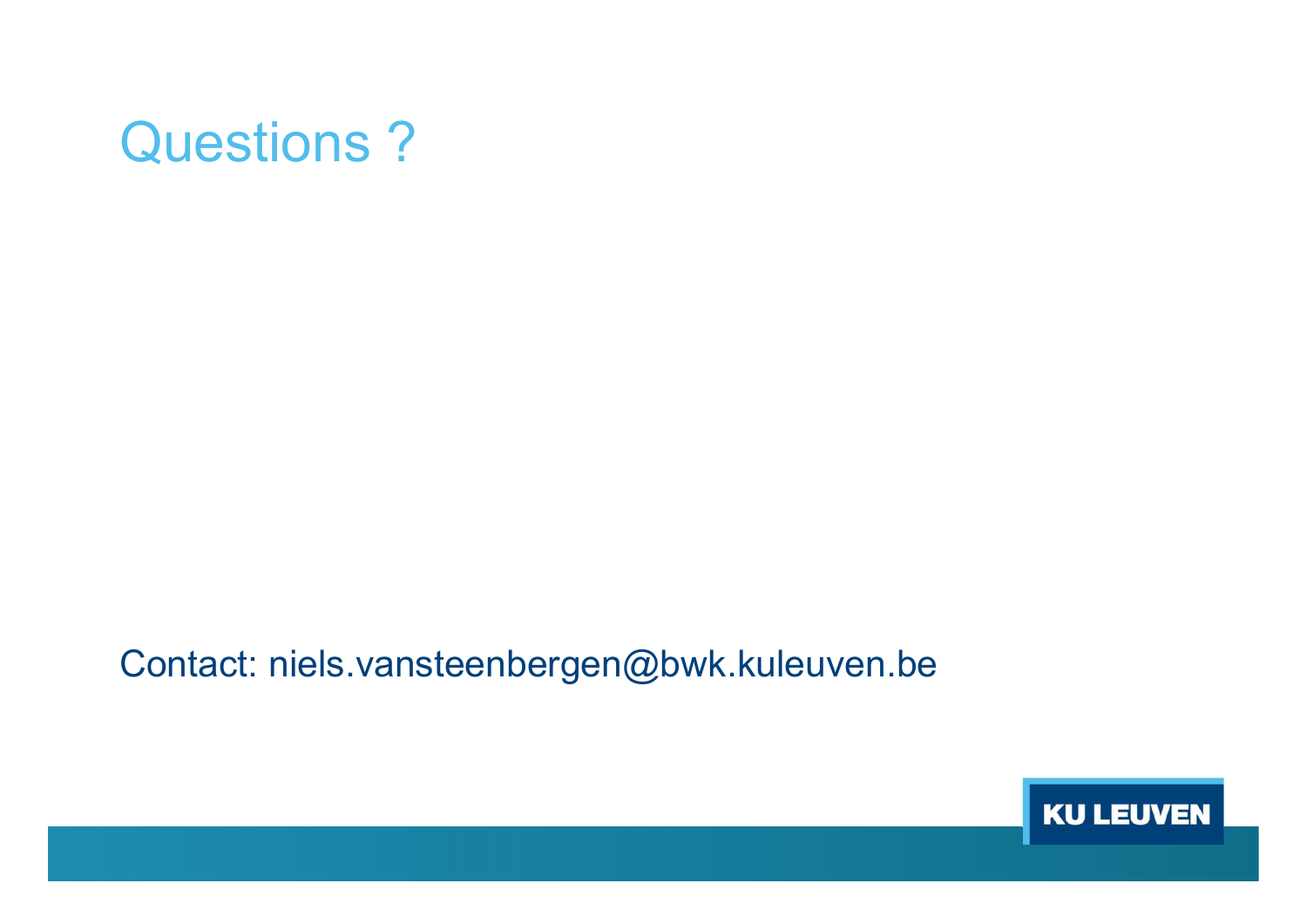# Questions ?

Contact: niels.vansteenbergen@bwk.kuleuven.be

KU LEUVEN